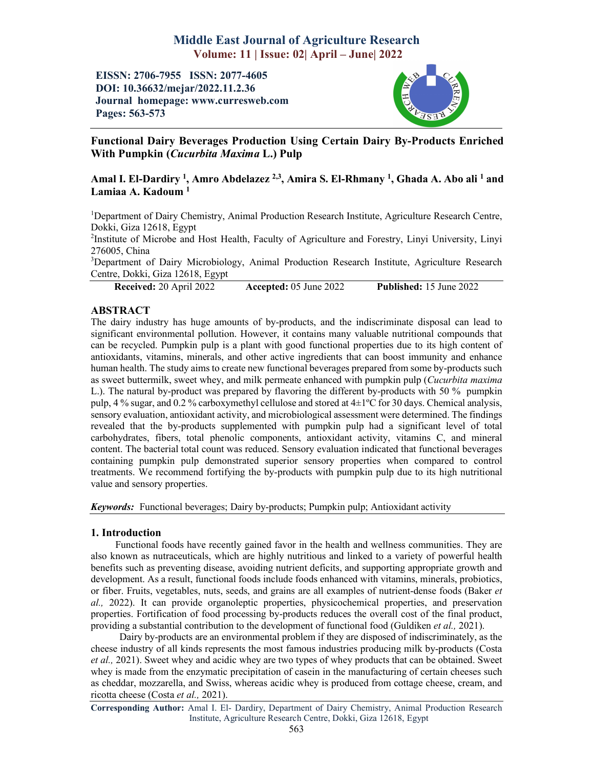# Functional Dairy Beverages Production Using Certain Dairy By-Products Enriched With Pumpkin (*Cucurbita Maxima* L.) Pulp

**Amal I. El-Dardiry [1], Amro Abdelazez [2,3], Amira S. El-Rhmany [1], Ghada A. Abo ali [1] and Lamiaa A. Kadoum [1]**

[1]Department of Dairy Chemistry, Animal Production Research Institute, Agriculture Research Centre, Dokki, Giza 12618, Egypt

[2]Institute of Microbe and Host Health, Faculty of Agriculture and Forestry, Linyi University, Linyi 276005, China

[3]Department of Dairy Microbiology, Animal Production Research Institute, Agriculture Research Centre, Dokki, Giza 12618, Egypt

**Received:** 20 April 2022 **Accepted:** 05 June 2022 **Published:** 15 June 2022

## ABSTRACT

The dairy industry has huge amounts of by-products, and the indiscriminate disposal can lead to significant environmental pollution. However, it contains many valuable nutritional compounds that can be recycled. Pumpkin pulp is a plant with good functional properties due to its high content of antioxidants, vitamins, minerals, and other active ingredients that can boost immunity and enhance human health. The study aims to create new functional beverages prepared from some by-products such as sweet buttermilk, sweet whey, and milk permeate enhanced with pumpkin pulp (*Cucurbita maxima* L.). The natural by-product was prepared by flavoring the different by-products with 50 % pumpkin pulp, 4 % sugar, and 0.2 % carboxymethyl cellulose and stored at 4±1ºC for 30 days. Chemical analysis, sensory evaluation, antioxidant activity, and microbiological assessment were determined. The findings revealed that the by-products supplemented with pumpkin pulp had a significant level of total carbohydrates, fibers, total phenolic components, antioxidant activity, vitamins C, and mineral content. The bacterial total count was reduced. Sensory evaluation indicated that functional beverages containing pumpkin pulp demonstrated superior sensory properties when compared to control treatments. We recommend fortifying the by-products with pumpkin pulp due to its high nutritional value and sensory properties.

***Keywords:*** Functional beverages; Dairy by-products; Pumpkin pulp; Antioxidant activity

## 1. Introduction

Functional foods have recently gained favor in the health and wellness communities. They are also known as nutraceuticals, which are highly nutritious and linked to a variety of powerful health benefits such as preventing disease, avoiding nutrient deficits, and supporting appropriate growth and development. As a result, functional foods include foods enhanced with vitamins, minerals, probiotics, or fiber. Fruits, vegetables, nuts, seeds, and grains are all examples of nutrient-dense foods (Baker *et al.,* 2022). It can provide organoleptic properties, physicochemical properties, and preservation properties. Fortification of food processing by-products reduces the overall cost of the final product, providing a substantial contribution to the development of functional food (Guldiken *et al.,* 2021).

Dairy by-products are an environmental problem if they are disposed of indiscriminately, as the cheese industry of all kinds represents the most famous industries producing milk by-products (Costa *et al.,* 2021). Sweet whey and acidic whey are two types of whey products that can be obtained. Sweet whey is made from the enzymatic precipitation of casein in the manufacturing of certain cheeses such as cheddar, mozzarella, and Swiss, whereas acidic whey is produced from cottage cheese, cream, and ricotta cheese (Costa *et al.,* 2021).

**Corresponding Author:** Amal I. El- Dardiry, Department of Dairy Chemistry, Animal Production Research Institute, Agriculture Research Centre, Dokki, Giza 12618, Egypt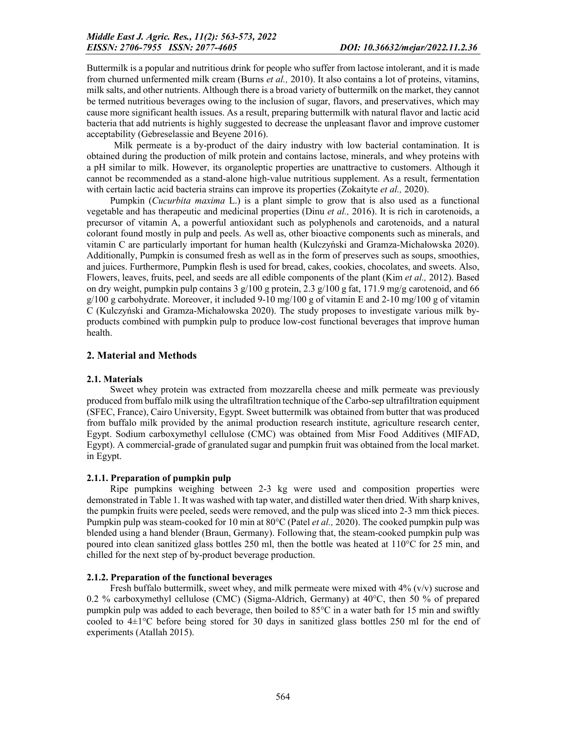Buttermilk is a popular and nutritious drink for people who suffer from lactose intolerant, and it is made from churned unfermented milk cream (Burns *et al.,* 2010). It also contains a lot of proteins, vitamins, milk salts, and other nutrients. Although there is a broad variety of buttermilk on the market, they cannot be termed nutritious beverages owing to the inclusion of sugar, flavors, and preservatives, which may cause more significant health issues. As a result, preparing buttermilk with natural flavor and lactic acid bacteria that add nutrients is highly suggested to decrease the unpleasant flavor and improve customer acceptability (Gebreselassie and Beyene 2016).

Milk permeate is a by-product of the dairy industry with low bacterial contamination. It is obtained during the production of milk protein and contains lactose, minerals, and whey proteins with a pH similar to milk. However, its organoleptic properties are unattractive to customers. Although it cannot be recommended as a stand-alone high-value nutritious supplement. As a result, fermentation with certain lactic acid bacteria strains can improve its properties (Zokaityte *et al.,* 2020).

Pumpkin (*Cucurbita maxima* L.) is a plant simple to grow that is also used as a functional vegetable and has therapeutic and medicinal properties (Dinu *et al.,* 2016). It is rich in carotenoids, a precursor of vitamin A, a powerful antioxidant such as polyphenols and carotenoids, and a natural colorant found mostly in pulp and peels. As well as, other bioactive components such as minerals, and vitamin C are particularly important for human health (Kulczyński and Gramza-Michałowska 2020). Additionally, Pumpkin is consumed fresh as well as in the form of preserves such as soups, smoothies, and juices. Furthermore, Pumpkin flesh is used for bread, cakes, cookies, chocolates, and sweets. Also, Flowers, leaves, fruits, peel, and seeds are all edible components of the plant (Kim *et al.,* 2012). Based on dry weight, pumpkin pulp contains 3 g/100 g protein, 2.3 g/100 g fat, 171.9 mg/g carotenoid, and 66 g/100 g carbohydrate. Moreover, it included 9-10 mg/100 g of vitamin E and 2-10 mg/100 g of vitamin C (Kulczyński and Gramza-Michałowska 2020). The study proposes to investigate various milk by-products combined with pumpkin pulp to produce low-cost functional beverages that improve human health.

## 2. Material and Methods

### 2.1. Materials

Sweet whey protein was extracted from mozzarella cheese and milk permeate was previously produced from buffalo milk using the ultrafiltration technique of the Carbo-sep ultrafiltration equipment (SFEC, France), Cairo University, Egypt. Sweet buttermilk was obtained from butter that was produced from buffalo milk provided by the animal production research institute, agriculture research center, Egypt. Sodium carboxymethyl cellulose (CMC) was obtained from Misr Food Additives (MIFAD, Egypt). A commercial-grade of granulated sugar and pumpkin fruit was obtained from the local market. in Egypt.

#### 2.1.1. Preparation of pumpkin pulp

Ripe pumpkins weighing between 2-3 kg were used and composition properties were demonstrated in Table 1. It was washed with tap water, and distilled water then dried. With sharp knives, the pumpkin fruits were peeled, seeds were removed, and the pulp was sliced into 2-3 mm thick pieces. Pumpkin pulp was steam-cooked for 10 min at 80°C (Patel *et al.,* 2020). The cooked pumpkin pulp was blended using a hand blender (Braun, Germany). Following that, the steam-cooked pumpkin pulp was poured into clean sanitized glass bottles 250 ml, then the bottle was heated at 110°C for 25 min, and chilled for the next step of by-product beverage production.

#### 2.1.2. Preparation of the functional beverages

Fresh buffalo buttermilk, sweet whey, and milk permeate were mixed with 4% (v/v) sucrose and 0.2 % carboxymethyl cellulose (CMC) (Sigma-Aldrich, Germany) at 40°C, then 50 % of prepared pumpkin pulp was added to each beverage, then boiled to 85°C in a water bath for 15 min and swiftly cooled to 4±1°C before being stored for 30 days in sanitized glass bottles 250 ml for the end of experiments (Atallah 2015).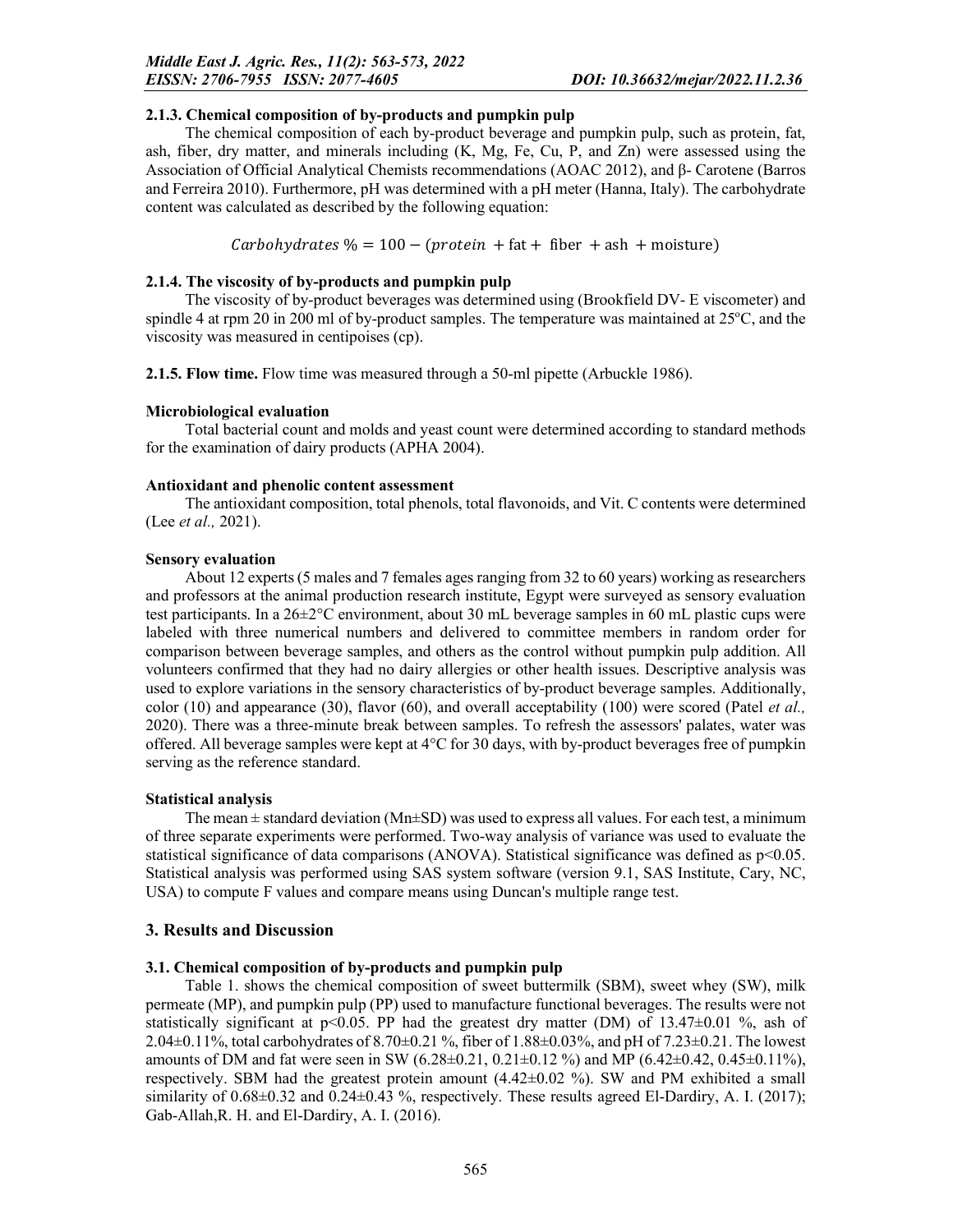### 2.1.3. Chemical composition of by-products and pumpkin pulp

The chemical composition of each by-product beverage and pumpkin pulp, such as protein, fat, ash, fiber, dry matter, and minerals including (K, Mg, Fe, Cu, P, and Zn) were assessed using the Association of Official Analytical Chemists recommendations (AOAC 2012), and β- Carotene (Barros and Ferreira 2010). Furthermore, pH was determined with a pH meter (Hanna, Italy). The carbohydrate content was calculated as described by the following equation:

$$Carbohydrates\ \% = 100 - (protein + \text{fat} + \text{fiber} + \text{ash} + \text{moisture})$$

### 2.1.4. The viscosity of by-products and pumpkin pulp

The viscosity of by-product beverages was determined using (Brookfield DV- E viscometer) and spindle 4 at rpm 20 in 200 ml of by-product samples. The temperature was maintained at 25°C, and the viscosity was measured in centipoises (cp).

**2.1.5. Flow time.** Flow time was measured through a 50-ml pipette (Arbuckle 1986).

### Microbiological evaluation

Total bacterial count and molds and yeast count were determined according to standard methods for the examination of dairy products (APHA 2004).

### Antioxidant and phenolic content assessment

The antioxidant composition, total phenols, total flavonoids, and Vit. C contents were determined (Lee *et al.,* 2021).

### Sensory evaluation

About 12 experts (5 males and 7 females ages ranging from 32 to 60 years) working as researchers and professors at the animal production research institute, Egypt were surveyed as sensory evaluation test participants. In a 26±2°C environment, about 30 mL beverage samples in 60 mL plastic cups were labeled with three numerical numbers and delivered to committee members in random order for comparison between beverage samples, and others as the control without pumpkin pulp addition. All volunteers confirmed that they had no dairy allergies or other health issues. Descriptive analysis was used to explore variations in the sensory characteristics of by-product beverage samples. Additionally, color (10) and appearance (30), flavor (60), and overall acceptability (100) were scored (Patel *et al.,* 2020). There was a three-minute break between samples. To refresh the assessors' palates, water was offered. All beverage samples were kept at 4°C for 30 days, with by-product beverages free of pumpkin serving as the reference standard.

### Statistical analysis

The mean ± standard deviation (Mn±SD) was used to express all values. For each test, a minimum of three separate experiments were performed. Two-way analysis of variance was used to evaluate the statistical significance of data comparisons (ANOVA). Statistical significance was defined as $p<0.05$. Statistical analysis was performed using SAS system software (version 9.1, SAS Institute, Cary, NC, USA) to compute F values and compare means using Duncan's multiple range test.

## 3. Results and Discussion

### 3.1. Chemical composition of by-products and pumpkin pulp

Table 1. shows the chemical composition of sweet buttermilk (SBM), sweet whey (SW), milk permeate (MP), and pumpkin pulp (PP) used to manufacture functional beverages. The results were not statistically significant at $p<0.05$. PP had the greatest dry matter (DM) of 13.47±0.01 %, ash of 2.04±0.11%, total carbohydrates of 8.70±0.21 %, fiber of 1.88±0.03%, and pH of 7.23±0.21. The lowest amounts of DM and fat were seen in SW (6.28±0.21, 0.21±0.12 %) and MP (6.42±0.42, 0.45±0.11%), respectively. SBM had the greatest protein amount (4.42±0.02 %). SW and PM exhibited a small similarity of 0.68±0.32 and 0.24±0.43 %, respectively. These results agreed El-Dardiry, A. I. (2017); Gab-Allah,R. H. and El-Dardiry, A. I. (2016).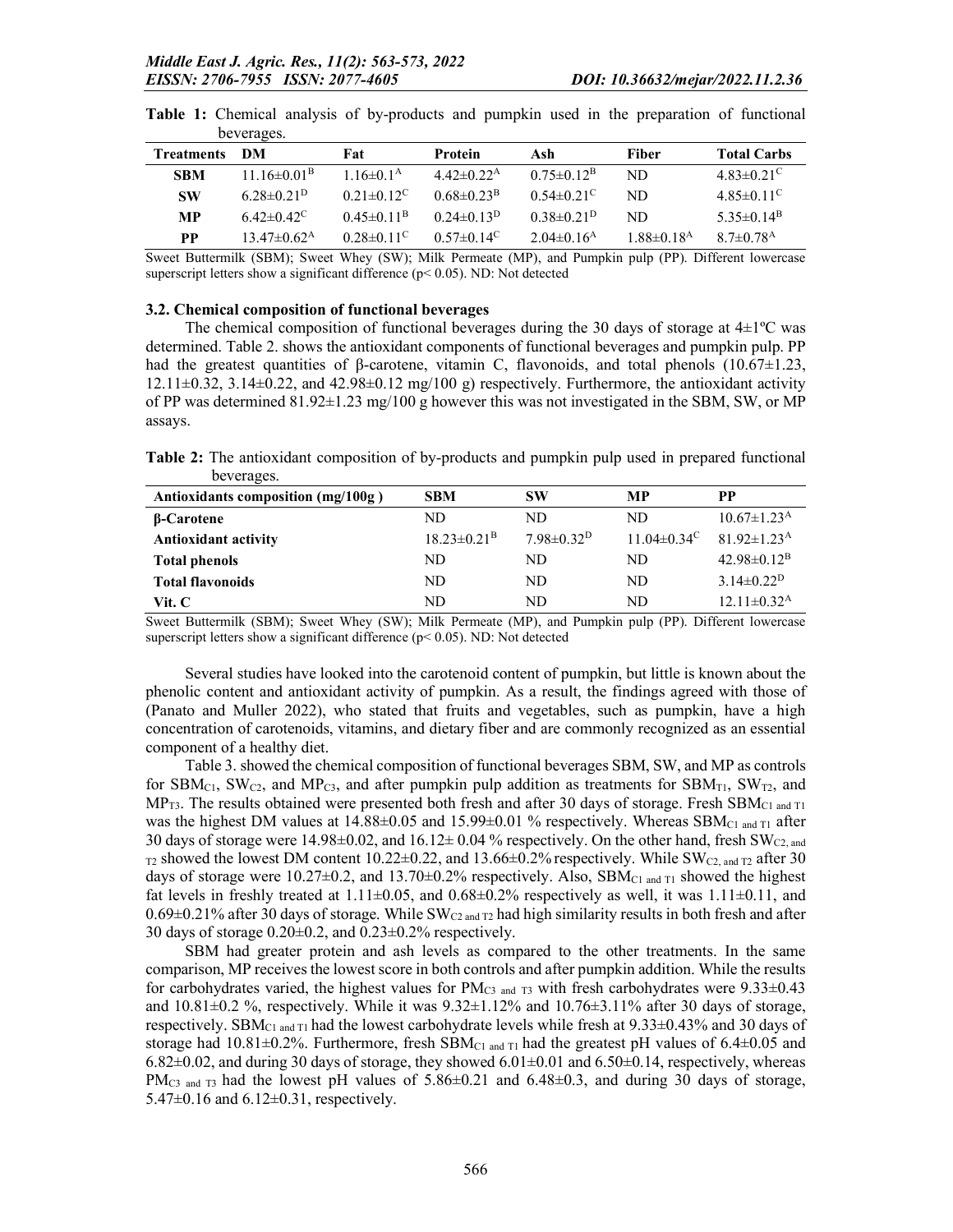**Table 1:** Chemical analysis of by-products and pumpkin used in the preparation of functional beverages.

| Treatments | DM | Fat | Protein | Ash | Fiber | Total Carbs |
|---|---|---|---|---|---|---|
| **SBM** | 11.16±0.01$^{B}$ | 1.16±0.1$^{A}$ | 4.42±0.22$^{A}$ | 0.75±0.12$^{B}$ | ND | 4.83±0.21$^{C}$ |
| **SW** | 6.28±0.21$^{D}$ | 0.21±0.12$^{C}$ | 0.68±0.23$^{B}$ | 0.54±0.21$^{C}$ | ND | 4.85±0.11$^{C}$ |
| **MP** | 6.42±0.42$^{C}$ | 0.45±0.11$^{B}$ | 0.24±0.13$^{D}$ | 0.38±0.21$^{D}$ | ND | 5.35±0.14$^{B}$ |
| **PP** | 13.47±0.62$^{A}$ | 0.28±0.11$^{C}$ | 0.57±0.14$^{C}$ | 2.04±0.16$^{A}$ | 1.88±0.18$^{A}$ | 8.7±0.78$^{A}$ |

Sweet Buttermilk (SBM); Sweet Whey (SW); Milk Permeate (MP), and Pumpkin pulp (PP). Different lowercase superscript letters show a significant difference ($p< 0.05$). ND: Not detected

### 3.2. Chemical composition of functional beverages

The chemical composition of functional beverages during the 30 days of storage at 4±1ºC was determined. Table 2. shows the antioxidant components of functional beverages and pumpkin pulp. PP had the greatest quantities of β-carotene, vitamin C, flavonoids, and total phenols (10.67±1.23, 12.11±0.32, 3.14±0.22, and 42.98±0.12 mg/100 g) respectively. Furthermore, the antioxidant activity of PP was determined 81.92±1.23 mg/100 g however this was not investigated in the SBM, SW, or MP assays.

**Table 2:** The antioxidant composition of by-products and pumpkin pulp used in prepared functional beverages.

| Antioxidants composition (mg/100g ) | SBM | SW | MP | PP |
|---|---|---|---|---|
| **β-Carotene** | ND | ND | ND | 10.67±1.23$^{A}$ |
| **Antioxidant activity** | 18.23±0.21$^{B}$ | 7.98±0.32$^{D}$ | 11.04±0.34$^{C}$ | 81.92±1.23$^{A}$ |
| **Total phenols** | ND | ND | ND | 42.98±0.12$^{B}$ |
| **Total flavonoids** | ND | ND | ND | 3.14±0.22$^{D}$ |
| **Vit. C** | ND | ND | ND | 12.11±0.32$^{A}$ |

Sweet Buttermilk (SBM); Sweet Whey (SW); Milk Permeate (MP), and Pumpkin pulp (PP). Different lowercase superscript letters show a significant difference ($p< 0.05$). ND: Not detected

Several studies have looked into the carotenoid content of pumpkin, but little is known about the phenolic content and antioxidant activity of pumpkin. As a result, the findings agreed with those of (Panato and Muller 2022), who stated that fruits and vegetables, such as pumpkin, have a high concentration of carotenoids, vitamins, and dietary fiber and are commonly recognized as an essential component of a healthy diet.

Table 3. showed the chemical composition of functional beverages SBM, SW, and MP as controls for $SBM_{C1}$, $SW_{C2}$, and $MP_{C3}$, and after pumpkin pulp addition as treatments for $SBM_{T1}$, $SW_{T2}$, and $MP_{T3}$. The results obtained were presented both fresh and after 30 days of storage. Fresh $SBM_{C1\ and\ T1}$ was the highest DM values at 14.88±0.05 and 15.99±0.01 % respectively. Whereas $SBM_{C1\ and\ T1}$ after 30 days of storage were 14.98±0.02, and 16.12± 0.04 % respectively. On the other hand, fresh $SW_{C2,\ and\ T2}$ showed the lowest DM content 10.22±0.22, and 13.66±0.2% respectively. While $SW_{C2,\ and\ T2}$ after 30 days of storage were 10.27±0.2, and 13.70±0.2% respectively. Also, $SBM_{C1\ and\ T1}$ showed the highest fat levels in freshly treated at 1.11±0.05, and 0.68±0.2% respectively as well, it was 1.11±0.11, and 0.69±0.21% after 30 days of storage. While $SW_{C2\ and\ T2}$ had high similarity results in both fresh and after 30 days of storage 0.20±0.2, and 0.23±0.2% respectively.

SBM had greater protein and ash levels as compared to the other treatments. In the same comparison, MP receives the lowest score in both controls and after pumpkin addition. While the results for carbohydrates varied, the highest values for $PM_{C3\ and\ T3}$ with fresh carbohydrates were 9.33±0.43 and 10.81±0.2 %, respectively. While it was 9.32±1.12% and 10.76±3.11% after 30 days of storage, respectively. $SBM_{C1\ and\ T1}$ had the lowest carbohydrate levels while fresh at 9.33±0.43% and 30 days of storage had 10.81±0.2%. Furthermore, fresh $SBM_{C1\ and\ T1}$ had the greatest pH values of 6.4±0.05 and 6.82±0.02, and during 30 days of storage, they showed 6.01±0.01 and 6.50±0.14, respectively, whereas $PM_{C3\ and\ T3}$ had the lowest pH values of 5.86±0.21 and 6.48±0.3, and during 30 days of storage, 5.47±0.16 and 6.12±0.31, respectively.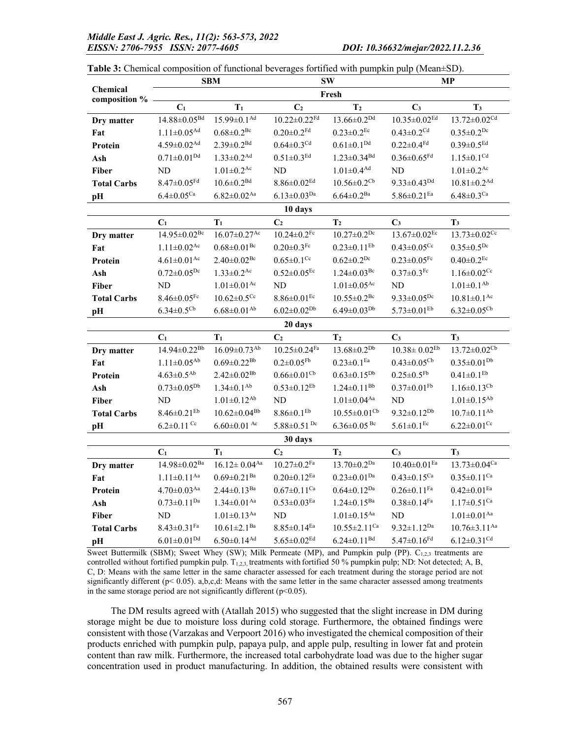**Table 3:** Chemical composition of functional beverages fortified with pumpkin pulp (Mean±SD).

| Chemical composition % | SBM | | SW | | MP | |
|---|---|---|---|---|---|---|
| | **Fresh** | | | | | |
| | $C_1$ | $T_1$ | $C_2$ | $T_2$ | $C_3$ | $T_3$ |
| **Dry matter** | $14.88\pm0.05^{Bd}$ | $15.99\pm0.1^{Ad}$ | $10.22\pm0.22^{Fd}$ | $13.66\pm0.2^{Dd}$ | $10.35\pm0.02^{Ed}$ | $13.72\pm0.02^{Cd}$ |
| **Fat** | $1.11\pm0.05^{Ad}$ | $0.68\pm0.2^{Bc}$ | $0.20\pm0.2^{Fd}$ | $0.23\pm0.2^{Ec}$ | $0.43\pm0.2^{Cd}$ | $0.35\pm0.2^{Dc}$ |
| **Protein** | $4.59\pm0.02^{Ad}$ | $2.39\pm0.2^{Bd}$ | $0.64\pm0.3^{Cd}$ | $0.61\pm0.1^{Dd}$ | $0.22\pm0.4^{Fd}$ | $0.39\pm0.5^{Ed}$ |
| **Ash** | $0.71\pm0.01^{Dd}$ | $1.33\pm0.2^{Ad}$ | $0.51\pm0.3^{Ed}$ | $1.23\pm0.34^{Bd}$ | $0.36\pm0.65^{Fd}$ | $1.15\pm0.1^{Cd}$ |
| **Fiber** | ND | $1.01\pm0.2^{Ac}$ | ND | $1.01\pm0.4^{Ad}$ | ND | $1.01\pm0.2^{Ac}$ |
| **Total Carbs** | $8.47\pm0.05^{Fd}$ | $10.6\pm0.2^{Bd}$ | $8.86\pm0.02^{Ed}$ | $10.56\pm0.2^{Cb}$ | $9.33\pm0.43^{Dd}$ | $10.81\pm0.2^{Ad}$ |
| **pH** | $6.4\pm0.05^{Ca}$ | $6.82\pm0.02^{Aa}$ | $6.13\pm0.03^{Da}$ | $6.64\pm0.2^{Ba}$ | $5.86\pm0.21^{Ea}$ | $6.48\pm0.3^{Ca}$ |
| | **10 days** | | | | | |
| | $C_1$ | $T_1$ | $C_2$ | $T_2$ | $C_3$ | $T_3$ |
| **Dry matter** | $14.95\pm0.02^{Bc}$ | $16.07\pm0.27^{Ac}$ | $10.24\pm0.2^{Fc}$ | $10.27\pm0.2^{Dc}$ | $13.67\pm0.02^{Ec}$ | $13.73\pm0.02^{Cc}$ |
| **Fat** | $1.11\pm0.02^{Ac}$ | $0.68\pm0.01^{Bc}$ | $0.20\pm0.3^{Fc}$ | $0.23\pm0.11^{Eb}$ | $0.43\pm0.05^{Cc}$ | $0.35\pm0.5^{Dc}$ |
| **Protein** | $4.61\pm0.01^{Ac}$ | $2.40\pm0.02^{Bc}$ | $0.65\pm0.1^{Cc}$ | $0.62\pm0.2^{Dc}$ | $0.23\pm0.05^{Fc}$ | $0.40\pm0.2^{Ec}$ |
| **Ash** | $0.72\pm0.05^{Dc}$ | $1.33\pm0.2^{Ac}$ | $0.52\pm0.05^{Ec}$ | $1.24\pm0.03^{Bc}$ | $0.37\pm0.3^{Fc}$ | $1.16\pm0.02^{Cc}$ |
| **Fiber** | ND | $1.01\pm0.01^{Ac}$ | ND | $1.01\pm0.05^{Ac}$ | ND | $1.01\pm0.1^{Ab}$ |
| **Total Carbs** | $8.46\pm0.05^{Fc}$ | $10.62\pm0.5^{Cc}$ | $8.86\pm0.01^{Ec}$ | $10.55\pm0.2^{Bc}$ | $9.33\pm0.05^{Dc}$ | $10.81\pm0.1^{Ac}$ |
| **pH** | $6.34\pm0.5^{Cb}$ | $6.68\pm0.01^{Ab}$ | $6.02\pm0.02^{Db}$ | $6.49\pm0.03^{Db}$ | $5.73\pm0.01^{Eb}$ | $6.32\pm0.05^{Cb}$ |
| | **20 days** | | | | | |
| | $C_1$ | $T_1$ | $C_2$ | $T_2$ | $C_3$ | $T_3$ |
| **Dry matter** | $14.94\pm0.22^{Bb}$ | $16.09\pm0.73^{Ab}$ | $10.25\pm0.24^{Fa}$ | $13.68\pm0.2^{Db}$ | $10.38\pm 0.02^{Eb}$ | $13.72\pm0.02^{Cb}$ |
| **Fat** | $1.11\pm0.05^{Ab}$ | $0.69\pm0.22^{Bb}$ | $0.2\pm0.05^{Fb}$ | $0.23\pm0.1^{Ea}$ | $0.43\pm0.05^{Cb}$ | $0.35\pm0.01^{Db}$ |
| **Protein** | $4.63\pm0.5^{Ab}$ | $2.42\pm0.02^{Bb}$ | $0.66\pm0.01^{Cb}$ | $0.63\pm0.15^{Db}$ | $0.25\pm0.5^{Fb}$ | $0.41\pm0.1^{Eb}$ |
| **Ash** | $0.73\pm0.05^{Db}$ | $1.34\pm0.1^{Ab}$ | $0.53\pm0.12^{Eb}$ | $1.24\pm0.11^{Bb}$ | $0.37\pm0.01^{Fb}$ | $1.16\pm0.13^{Cb}$ |
| **Fiber** | ND | $1.01\pm0.12^{Ab}$ | ND | $1.01\pm0.04^{Aa}$ | ND | $1.01\pm0.15^{Ab}$ |
| **Total Carbs** | $8.46\pm0.21^{Eb}$ | $10.62\pm0.04^{Bb}$ | $8.86\pm0.1^{Eb}$ | $10.55\pm0.01^{Cb}$ | $9.32\pm0.12^{Db}$ | $10.7\pm0.11^{Ab}$ |
| **pH** | $6.2\pm0.11^{Cc}$ | $6.60\pm0.01^{Ac}$ | $5.88\pm0.51^{Dc}$ | $6.36\pm0.05^{Bc}$ | $5.61\pm0.1^{Ec}$ | $6.22\pm0.01^{Cc}$ |
| | **30 days** | | | | | |
| | $C_1$ | $T_1$ | $C_2$ | $T_2$ | $C_3$ | $T_3$ |
| **Dry matter** | $14.98\pm0.02^{Ba}$ | $16.12\pm 0.04^{Aa}$ | $10.27\pm0.2^{Fa}$ | $13.70\pm0.2^{Da}$ | $10.40\pm0.01^{Ea}$ | $13.73\pm0.04^{Ca}$ |
| **Fat** | $1.11\pm0.11^{Aa}$ | $0.69\pm0.21^{Ba}$ | $0.20\pm0.12^{Ea}$ | $0.23\pm0.01^{Da}$ | $0.43\pm0.15^{Ca}$ | $0.35\pm0.11^{Ca}$ |
| **Protein** | $4.70\pm0.03^{Aa}$ | $2.44\pm0.13^{Ba}$ | $0.67\pm0.11^{Ca}$ | $0.64\pm0.12^{Da}$ | $0.26\pm0.11^{Fa}$ | $0.42\pm0.01^{Ea}$ |
| **Ash** | $0.73\pm0.11^{Da}$ | $1.34\pm0.01^{Aa}$ | $0.53\pm0.03^{Ea}$ | $1.24\pm0.15^{Ba}$ | $0.38\pm0.14^{Fa}$ | $1.17\pm0.51^{Ca}$ |
| **Fiber** | ND | $1.01\pm0.13^{Aa}$ | ND | $1.01\pm0.15^{Aa}$ | ND | $1.01\pm0.01^{Aa}$ |
| **Total Carbs** | $8.43\pm0.31^{Fa}$ | $10.61\pm2.1^{Ba}$ | $8.85\pm0.14^{Ea}$ | $10.55\pm2.11^{Ca}$ | $9.32\pm1.12^{Da}$ | $10.76\pm3.11^{Aa}$ |
| **pH** | $6.01\pm0.01^{Dd}$ | $6.50\pm0.14^{Ad}$ | $5.65\pm0.02^{Ed}$ | $6.24\pm0.11^{Bd}$ | $5.47\pm0.16^{Fd}$ | $6.12\pm0.31^{Cd}$ |

Sweet Buttermilk (SBM); Sweet Whey (SW); Milk Permeate (MP), and Pumpkin pulp (PP). $C_{1,2,3}$ treatments are controlled without fortified pumpkin pulp. $T_{1,2,3,}$ treatments with fortified 50 % pumpkin pulp; ND: Not detected; A, B, C, D: Means with the same letter in the same character assessed for each treatment during the storage period are not significantly different ($p < 0.05$). a,b,c,d: Means with the same letter in the same character assessed among treatments in the same storage period are not significantly different ($p<0.05$).

The DM results agreed with (Atallah 2015) who suggested that the slight increase in DM during storage might be due to moisture loss during cold storage. Furthermore, the obtained findings were consistent with those (Varzakas and Verpoort 2016) who investigated the chemical composition of their products enriched with pumpkin pulp, papaya pulp, and apple pulp, resulting in lower fat and protein content than raw milk. Furthermore, the increased total carbohydrate load was due to the higher sugar concentration used in product manufacturing. In addition, the obtained results were consistent with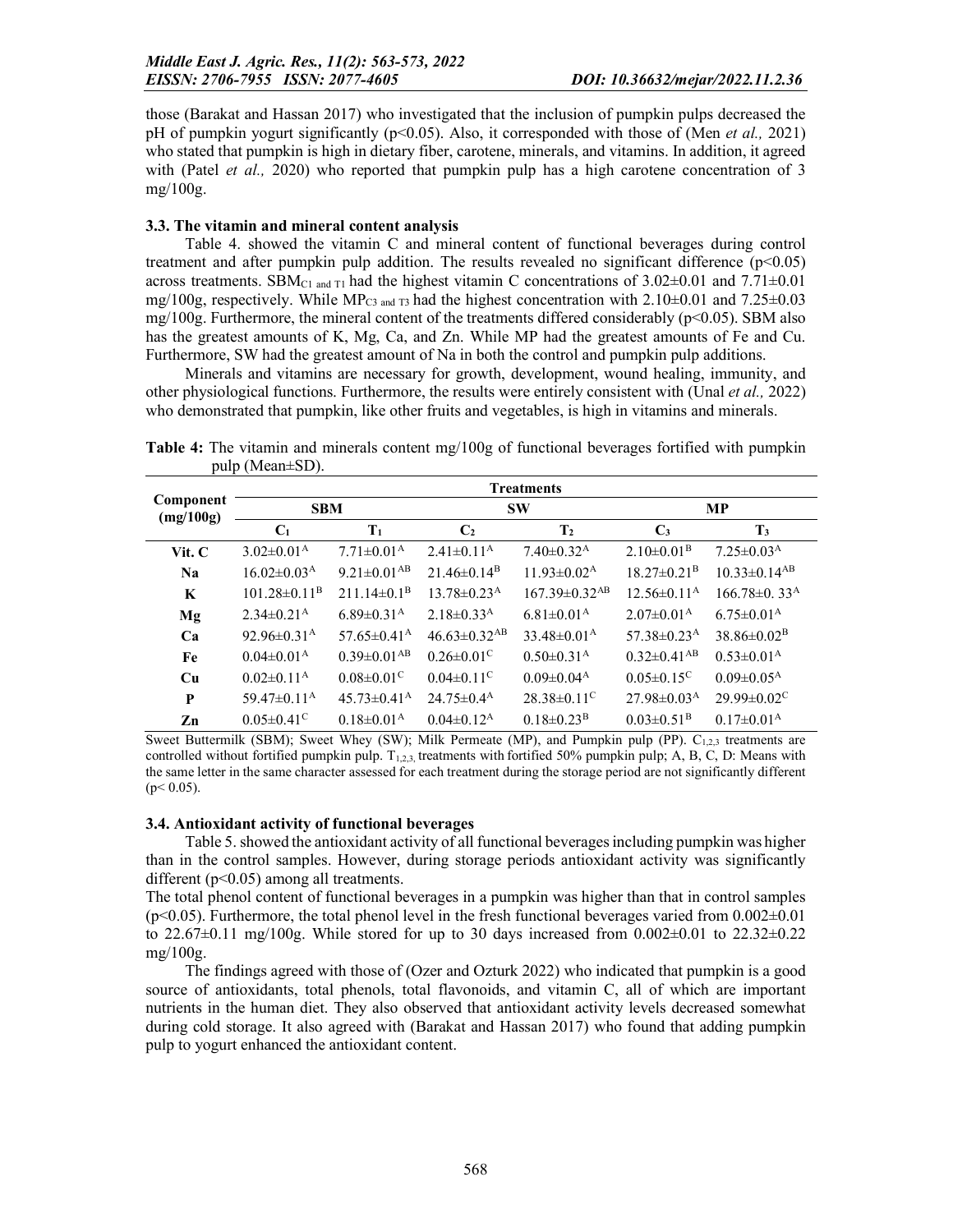those (Barakat and Hassan 2017) who investigated that the inclusion of pumpkin pulps decreased the pH of pumpkin yogurt significantly ($p<0.05$). Also, it corresponded with those of (Men *et al.,* 2021) who stated that pumpkin is high in dietary fiber, carotene, minerals, and vitamins. In addition, it agreed with (Patel *et al.,* 2020) who reported that pumpkin pulp has a high carotene concentration of 3 mg/100g.

### 3.3. The vitamin and mineral content analysis

Table 4. showed the vitamin C and mineral content of functional beverages during control treatment and after pumpkin pulp addition. The results revealed no significant difference ($p<0.05$) across treatments. $SBM_{C1 \text{ and } T1}$ had the highest vitamin C concentrations of 3.02±0.01 and 7.71±0.01 mg/100g, respectively. While $MP_{C3 \text{ and } T3}$ had the highest concentration with 2.10±0.01 and 7.25±0.03 mg/100g. Furthermore, the mineral content of the treatments differed considerably ($p<0.05$). SBM also has the greatest amounts of K, Mg, Ca, and Zn. While MP had the greatest amounts of Fe and Cu. Furthermore, SW had the greatest amount of Na in both the control and pumpkin pulp additions.

Minerals and vitamins are necessary for growth, development, wound healing, immunity, and other physiological functions. Furthermore, the results were entirely consistent with (Unal *et al.,* 2022) who demonstrated that pumpkin, like other fruits and vegetables, is high in vitamins and minerals.

**Table 4:** The vitamin and minerals content mg/100g of functional beverages fortified with pumpkin pulp (Mean±SD).

| Component (mg/100g) | Treatments | | | | | |
|---|---|---|---|---|---|---|
| | SBM | | SW | | MP | |
| | $C_1$ | $T_1$ | $C_2$ | $T_2$ | $C_3$ | $T_3$ |
| **Vit. C** | 3.02±0.01$^{A}$ | 7.71±0.01$^{A}$ | 2.41±0.11$^{A}$ | 7.40±0.32$^{A}$ | 2.10±0.01$^{B}$ | 7.25±0.03$^{A}$ |
| **Na** | 16.02±0.03$^{A}$ | 9.21±0.01$^{AB}$ | 21.46±0.14$^{B}$ | 11.93±0.02$^{A}$ | 18.27±0.21$^{B}$ | 10.33±0.14$^{AB}$ |
| **K** | 101.28±0.11$^{B}$ | 211.14±0.1$^{B}$ | 13.78±0.23$^{A}$ | 167.39±0.32$^{AB}$ | 12.56±0.11$^{A}$ | 166.78±0. 33$^{A}$ |
| **Mg** | 2.34±0.21$^{A}$ | 6.89±0.31$^{A}$ | 2.18±0.33$^{A}$ | 6.81±0.01$^{A}$ | 2.07±0.01$^{A}$ | 6.75±0.01$^{A}$ |
| **Ca** | 92.96±0.31$^{A}$ | 57.65±0.41$^{A}$ | 46.63±0.32$^{AB}$ | 33.48±0.01$^{A}$ | 57.38±0.23$^{A}$ | 38.86±0.02$^{B}$ |
| **Fe** | 0.04±0.01$^{A}$ | 0.39±0.01$^{AB}$ | 0.26±0.01$^{C}$ | 0.50±0.31$^{A}$ | 0.32±0.41$^{AB}$ | 0.53±0.01$^{A}$ |
| **Cu** | 0.02±0.11$^{A}$ | 0.08±0.01$^{C}$ | 0.04±0.11$^{C}$ | 0.09±0.04$^{A}$ | 0.05±0.15$^{C}$ | 0.09±0.05$^{A}$ |
| **P** | 59.47±0.11$^{A}$ | 45.73±0.41$^{A}$ | 24.75±0.4$^{A}$ | 28.38±0.11$^{C}$ | 27.98±0.03$^{A}$ | 29.99±0.02$^{C}$ |
| **Zn** | 0.05±0.41$^{C}$ | 0.18±0.01$^{A}$ | 0.04±0.12$^{A}$ | 0.18±0.23$^{B}$ | 0.03±0.51$^{B}$ | 0.17±0.01$^{A}$ |

Sweet Buttermilk (SBM); Sweet Whey (SW); Milk Permeate (MP), and Pumpkin pulp (PP). $C_{1,2,3}$ treatments are controlled without fortified pumpkin pulp. $T_{1,2,3,}$ treatments with fortified 50% pumpkin pulp; A, B, C, D: Means with the same letter in the same character assessed for each treatment during the storage period are not significantly different ($p< 0.05$).

### 3.4. Antioxidant activity of functional beverages

Table 5. showed the antioxidant activity of all functional beverages including pumpkin was higher than in the control samples. However, during storage periods antioxidant activity was significantly different ($p<0.05$) among all treatments.

The total phenol content of functional beverages in a pumpkin was higher than that in control samples ($p<0.05$). Furthermore, the total phenol level in the fresh functional beverages varied from 0.002±0.01 to 22.67±0.11 mg/100g. While stored for up to 30 days increased from 0.002±0.01 to 22.32±0.22 mg/100g.

The findings agreed with those of (Ozer and Ozturk 2022) who indicated that pumpkin is a good source of antioxidants, total phenols, total flavonoids, and vitamin C, all of which are important nutrients in the human diet. They also observed that antioxidant activity levels decreased somewhat during cold storage. It also agreed with (Barakat and Hassan 2017) who found that adding pumpkin pulp to yogurt enhanced the antioxidant content.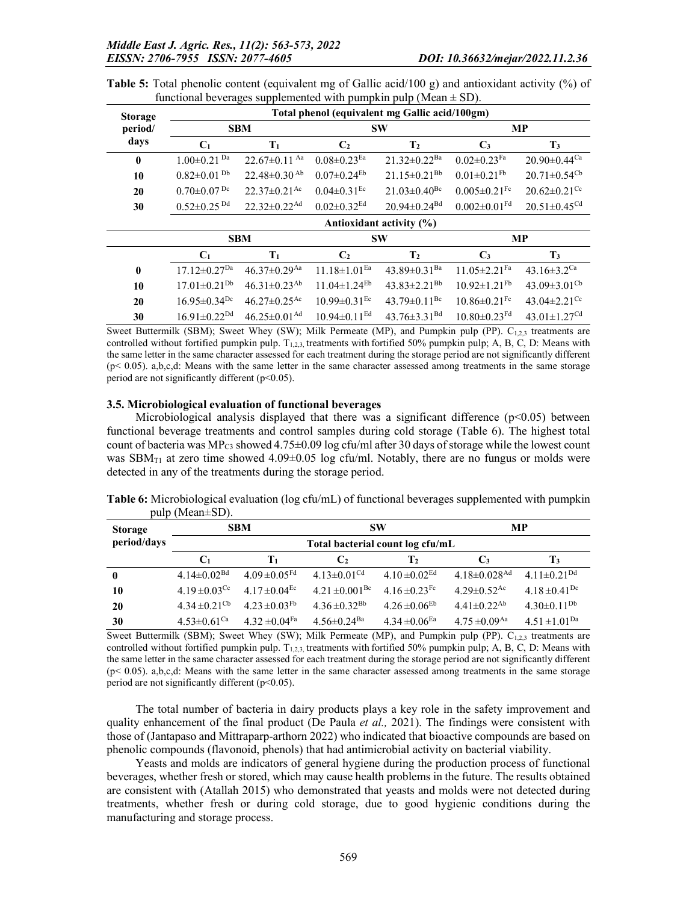**Table 5:** Total phenolic content (equivalent mg of Gallic acid/100 g) and antioxidant activity (%) of functional beverages supplemented with pumpkin pulp (Mean ± SD).

| Storage period/ days | Total phenol (equivalent mg Gallic acid/100gm) | | | | | |
|---|---|---|---|---|---|---|
| | SBM | | SW | | MP | |
| | $C_1$ | $T_1$ | $C_2$ | $T_2$ | $C_3$ | $T_3$ |
| 0 | $1.00±0.21^{Da}$ | $22.67±0.11^{Aa}$ | $0.08±0.23^{Ea}$ | $21.32±0.22^{Ba}$ | $0.02±0.23^{Fa}$ | $20.90±0.44^{Ca}$ |
| 10 | $0.82±0.01^{Db}$ | $22.48±0.30^{Ab}$ | $0.07±0.24^{Eb}$ | $21.15±0.21^{Bb}$ | $0.01±0.21^{Fb}$ | $20.71±0.54^{Cb}$ |
| 20 | $0.70±0.07^{Dc}$ | $22.37±0.21^{Ac}$ | $0.04±0.31^{Ec}$ | $21.03±0.40^{Bc}$ | $0.005±0.21^{Fc}$ | $20.62±0.21^{Cc}$ |
| 30 | $0.52±0.25^{Dd}$ | $22.32±0.22^{Ad}$ | $0.02±0.32^{Ed}$ | $20.94±0.24^{Bd}$ | $0.002±0.01^{Fd}$ | $20.51±0.45^{Cd}$ |
| | Antioxidant activity (%) | | | | | |
| | SBM | | SW | | MP | |
| | $C_1$ | $T_1$ | $C_2$ | $T_2$ | $C_3$ | $T_3$ |
| 0 | $17.12±0.27^{Da}$ | $46.37±0.29^{Aa}$ | $11.18±1.01^{Ea}$ | $43.89±0.31^{Ba}$ | $11.05±2.21^{Fa}$ | $43.16±3.2^{Ca}$ |
| 10 | $17.01±0.21^{Db}$ | $46.31±0.23^{Ab}$ | $11.04±1.24^{Eb}$ | $43.83±2.21^{Bb}$ | $10.92±1.21^{Fb}$ | $43.09±3.01^{Cb}$ |
| 20 | $16.95±0.34^{Dc}$ | $46.27±0.25^{Ac}$ | $10.99±0.31^{Ec}$ | $43.79±0.11^{Bc}$ | $10.86±0.21^{Fc}$ | $43.04±2.21^{Cc}$ |
| 30 | $16.91±0.22^{Dd}$ | $46.25±0.01^{Ad}$ | $10.94±0.11^{Ed}$ | $43.76±3.31^{Bd}$ | $10.80±0.23^{Fd}$ | $43.01±1.27^{Cd}$ |

Sweet Buttermilk (SBM); Sweet Whey (SW); Milk Permeate (MP), and Pumpkin pulp (PP). $C_{1,2,3}$ treatments are controlled without fortified pumpkin pulp. $T_{1,2,3,}$ treatments with fortified 50% pumpkin pulp; A, B, C, D: Means with the same letter in the same character assessed for each treatment during the storage period are not significantly different ($p< 0.05$). a,b,c,d: Means with the same letter in the same character assessed among treatments in the same storage period are not significantly different ($p<0.05$).

### 3.5. Microbiological evaluation of functional beverages

Microbiological analysis displayed that there was a significant difference ($p<0.05$) between functional beverage treatments and control samples during cold storage (Table 6). The highest total count of bacteria was $MP_{C3}$ showed 4.75±0.09 log cfu/ml after 30 days of storage while the lowest count was $SBM_{T1}$ at zero time showed 4.09±0.05 log cfu/ml. Notably, there are no fungus or molds were detected in any of the treatments during the storage period.

**Table 6:** Microbiological evaluation (log cfu/mL) of functional beverages supplemented with pumpkin pulp (Mean±SD).

| Storage period/days | SBM | | SW | | MP | |
|---|---|---|---|---|---|---|
| | Total bacterial count log cfu/mL | | | | | |
| | $C_1$ | $T_1$ | $C_2$ | $T_2$ | $C_3$ | $T_3$ |
| 0 | $4.14±0.02^{Bd}$ | $4.09±0.05^{Fd}$ | $4.13±0.01^{Cd}$ | $4.10±0.02^{Ed}$ | $4.18±0.028^{Ad}$ | $4.11±0.21^{Dd}$ |
| 10 | $4.19±0.03^{Cc}$ | $4.17±0.04^{Ec}$ | $4.21±0.001^{Bc}$ | $4.16±0.23^{Fc}$ | $4.29±0.52^{Ac}$ | $4.18±0.41^{Dc}$ |
| 20 | $4.34±0.21^{Cb}$ | $4.23±0.03^{Fb}$ | $4.36±0.32^{Bb}$ | $4.26±0.06^{Eb}$ | $4.41±0.22^{Ab}$ | $4.30±0.11^{Db}$ |
| 30 | $4.53±0.61^{Ca}$ | $4.32±0.04^{Fa}$ | $4.56±0.24^{Ba}$ | $4.34±0.06^{Ea}$ | $4.75±0.09^{Aa}$ | $4.51±1.01^{Da}$ |

Sweet Buttermilk (SBM); Sweet Whey (SW); Milk Permeate (MP), and Pumpkin pulp (PP). $C_{1,2,3}$ treatments are controlled without fortified pumpkin pulp. $T_{1,2,3,}$ treatments with fortified 50% pumpkin pulp; A, B, C, D: Means with the same letter in the same character assessed for each treatment during the storage period are not significantly different ($p< 0.05$). a,b,c,d: Means with the same letter in the same character assessed among treatments in the same storage period are not significantly different ($p<0.05$).

The total number of bacteria in dairy products plays a key role in the safety improvement and quality enhancement of the final product (De Paula *et al.,* 2021). The findings were consistent with those of (Jantapaso and Mittraparp-arthorn 2022) who indicated that bioactive compounds are based on phenolic compounds (flavonoid, phenols) that had antimicrobial activity on bacterial viability.

Yeasts and molds are indicators of general hygiene during the production process of functional beverages, whether fresh or stored, which may cause health problems in the future. The results obtained are consistent with (Atallah 2015) who demonstrated that yeasts and molds were not detected during treatments, whether fresh or during cold storage, due to good hygienic conditions during the manufacturing and storage process.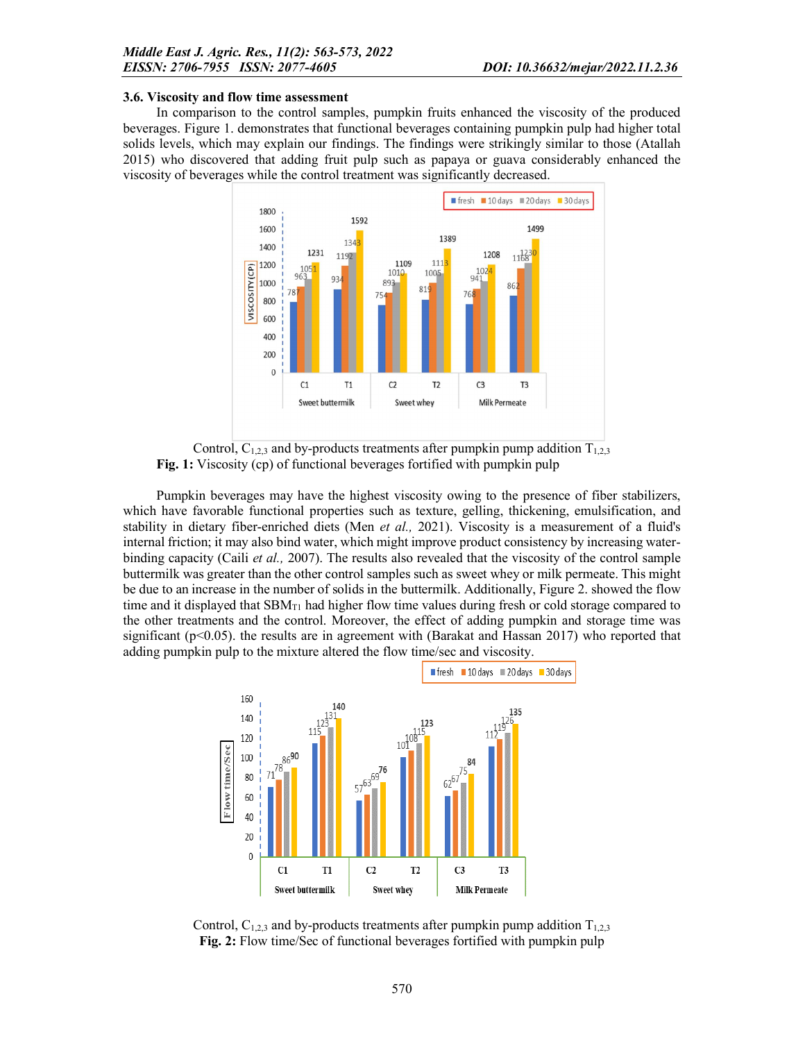### 3.6. Viscosity and flow time assessment

In comparison to the control samples, pumpkin fruits enhanced the viscosity of the produced beverages. Figure 1. demonstrates that functional beverages containing pumpkin pulp had higher total solids levels, which may explain our findings. The findings were strikingly similar to those (Atallah 2015) who discovered that adding fruit pulp such as papaya or guava considerably enhanced the viscosity of beverages while the control treatment was significantly decreased.

Control, $C_{1,2,3}$ and by-products treatments after pumpkin pump addition $T_{1,2,3}$

**Fig. 1:** Viscosity (cp) of functional beverages fortified with pumpkin pulp

Pumpkin beverages may have the highest viscosity owing to the presence of fiber stabilizers, which have favorable functional properties such as texture, gelling, thickening, emulsification, and stability in dietary fiber-enriched diets (Men *et al.,* 2021). Viscosity is a measurement of a fluid's internal friction; it may also bind water, which might improve product consistency by increasing water-binding capacity (Caili *et al.,* 2007). The results also revealed that the viscosity of the control sample buttermilk was greater than the other control samples such as sweet whey or milk permeate. This might be due to an increase in the number of solids in the buttermilk. Additionally, Figure 2. showed the flow time and it displayed that $SBM_{T1}$ had higher flow time values during fresh or cold storage compared to the other treatments and the control. Moreover, the effect of adding pumpkin and storage time was significant ($p<0.05$). the results are in agreement with (Barakat and Hassan 2017) who reported that adding pumpkin pulp to the mixture altered the flow time/sec and viscosity.

Control, $C_{1,2,3}$ and by-products treatments after pumpkin pump addition $T_{1,2,3}$

**Fig. 2:** Flow time/Sec of functional beverages fortified with pumpkin pulp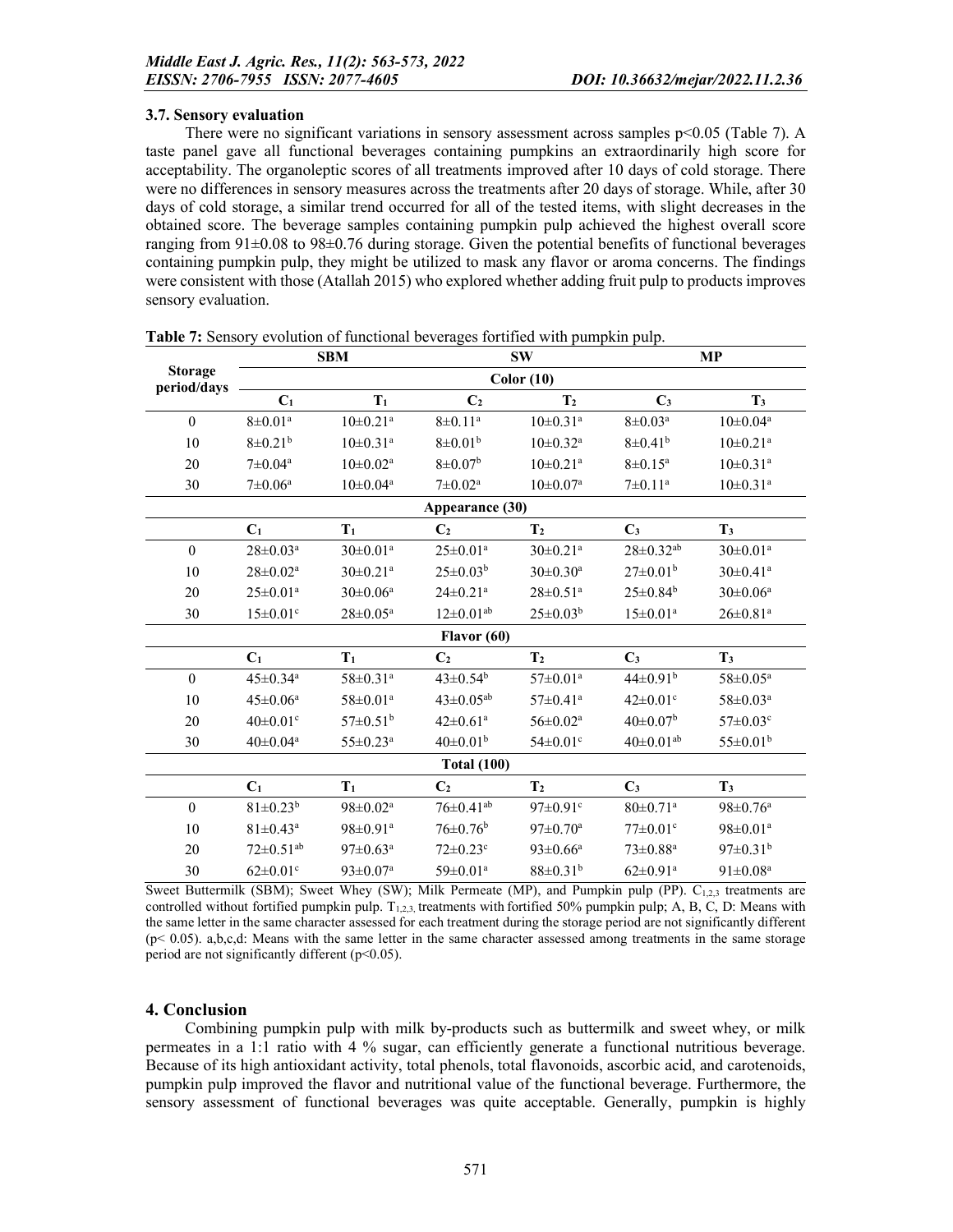### 3.7. Sensory evaluation

There were no significant variations in sensory assessment across samples $p<0.05$ (Table 7). A taste panel gave all functional beverages containing pumpkins an extraordinarily high score for acceptability. The organoleptic scores of all treatments improved after 10 days of cold storage. There were no differences in sensory measures across the treatments after 20 days of storage. While, after 30 days of cold storage, a similar trend occurred for all of the tested items, with slight decreases in the obtained score. The beverage samples containing pumpkin pulp achieved the highest overall score ranging from 91±0.08 to 98±0.76 during storage. Given the potential benefits of functional beverages containing pumpkin pulp, they might be utilized to mask any flavor or aroma concerns. The findings were consistent with those (Atallah 2015) who explored whether adding fruit pulp to products improves sensory evaluation.

**Table 7:** Sensory evolution of functional beverages fortified with pumpkin pulp.

| Storage period/days | SBM | | SW | | MP | |
|---|---|---|---|---|---|---|
| | **Color (10)** | | | | | |
| | $C_1$ | $T_1$ | $C_2$ | $T_2$ | $C_3$ | $T_3$ |
| 0 | $8±0.01^{a}$ | $10±0.21^{a}$ | $8±0.11^{a}$ | $10±0.31^{a}$ | $8±0.03^{a}$ | $10±0.04^{a}$ |
| 10 | $8±0.21^{b}$ | $10±0.31^{a}$ | $8±0.01^{b}$ | $10±0.32^{a}$ | $8±0.41^{b}$ | $10±0.21^{a}$ |
| 20 | $7±0.04^{a}$ | $10±0.02^{a}$ | $8±0.07^{b}$ | $10±0.21^{a}$ | $8±0.15^{a}$ | $10±0.31^{a}$ |
| 30 | $7±0.06^{a}$ | $10±0.04^{a}$ | $7±0.02^{a}$ | $10±0.07^{a}$ | $7±0.11^{a}$ | $10±0.31^{a}$ |
| | **Appearance (30)** | | | | | |
| | $C_1$ | $T_1$ | $C_2$ | $T_2$ | $C_3$ | $T_3$ |
| 0 | $28±0.03^{a}$ | $30±0.01^{a}$ | $25±0.01^{a}$ | $30±0.21^{a}$ | $28±0.32^{ab}$ | $30±0.01^{a}$ |
| 10 | $28±0.02^{a}$ | $30±0.21^{a}$ | $25±0.03^{b}$ | $30±0.30^{a}$ | $27±0.01^{b}$ | $30±0.41^{a}$ |
| 20 | $25±0.01^{a}$ | $30±0.06^{a}$ | $24±0.21^{a}$ | $28±0.51^{a}$ | $25±0.84^{b}$ | $30±0.06^{a}$ |
| 30 | $15±0.01^{c}$ | $28±0.05^{a}$ | $12±0.01^{ab}$ | $25±0.03^{b}$ | $15±0.01^{a}$ | $26±0.81^{a}$ |
| | **Flavor (60)** | | | | | |
| | $C_1$ | $T_1$ | $C_2$ | $T_2$ | $C_3$ | $T_3$ |
| 0 | $45±0.34^{a}$ | $58±0.31^{a}$ | $43±0.54^{b}$ | $57±0.01^{a}$ | $44±0.91^{b}$ | $58±0.05^{a}$ |
| 10 | $45±0.06^{a}$ | $58±0.01^{a}$ | $43±0.05^{ab}$ | $57±0.41^{a}$ | $42±0.01^{c}$ | $58±0.03^{a}$ |
| 20 | $40±0.01^{c}$ | $57±0.51^{b}$ | $42±0.61^{a}$ | $56±0.02^{a}$ | $40±0.07^{b}$ | $57±0.03^{c}$ |
| 30 | $40±0.04^{a}$ | $55±0.23^{a}$ | $40±0.01^{b}$ | $54±0.01^{c}$ | $40±0.01^{ab}$ | $55±0.01^{b}$ |
| | **Total (100)** | | | | | |
| | $C_1$ | $T_1$ | $C_2$ | $T_2$ | $C_3$ | $T_3$ |
| 0 | $81±0.23^{b}$ | $98±0.02^{a}$ | $76±0.41^{ab}$ | $97±0.91^{c}$ | $80±0.71^{a}$ | $98±0.76^{a}$ |
| 10 | $81±0.43^{a}$ | $98±0.91^{a}$ | $76±0.76^{b}$ | $97±0.70^{a}$ | $77±0.01^{c}$ | $98±0.01^{a}$ |
| 20 | $72±0.51^{ab}$ | $97±0.63^{a}$ | $72±0.23^{c}$ | $93±0.66^{a}$ | $73±0.88^{a}$ | $97±0.31^{b}$ |
| 30 | $62±0.01^{c}$ | $93±0.07^{a}$ | $59±0.01^{a}$ | $88±0.31^{b}$ | $62±0.91^{a}$ | $91±0.08^{a}$ |

Sweet Buttermilk (SBM); Sweet Whey (SW); Milk Permeate (MP), and Pumpkin pulp (PP). $C_{1,2,3}$ treatments are controlled without fortified pumpkin pulp. $T_{1,2,3,}$ treatments with fortified 50% pumpkin pulp; A, B, C, D: Means with the same letter in the same character assessed for each treatment during the storage period are not significantly different ($p< 0.05$). a,b,c,d: Means with the same letter in the same character assessed among treatments in the same storage period are not significantly different ($p<0.05$).

## 4. Conclusion

Combining pumpkin pulp with milk by-products such as buttermilk and sweet whey, or milk permeates in a 1:1 ratio with 4 % sugar, can efficiently generate a functional nutritious beverage. Because of its high antioxidant activity, total phenols, total flavonoids, ascorbic acid, and carotenoids, pumpkin pulp improved the flavor and nutritional value of the functional beverage. Furthermore, the sensory assessment of functional beverages was quite acceptable. Generally, pumpkin is highly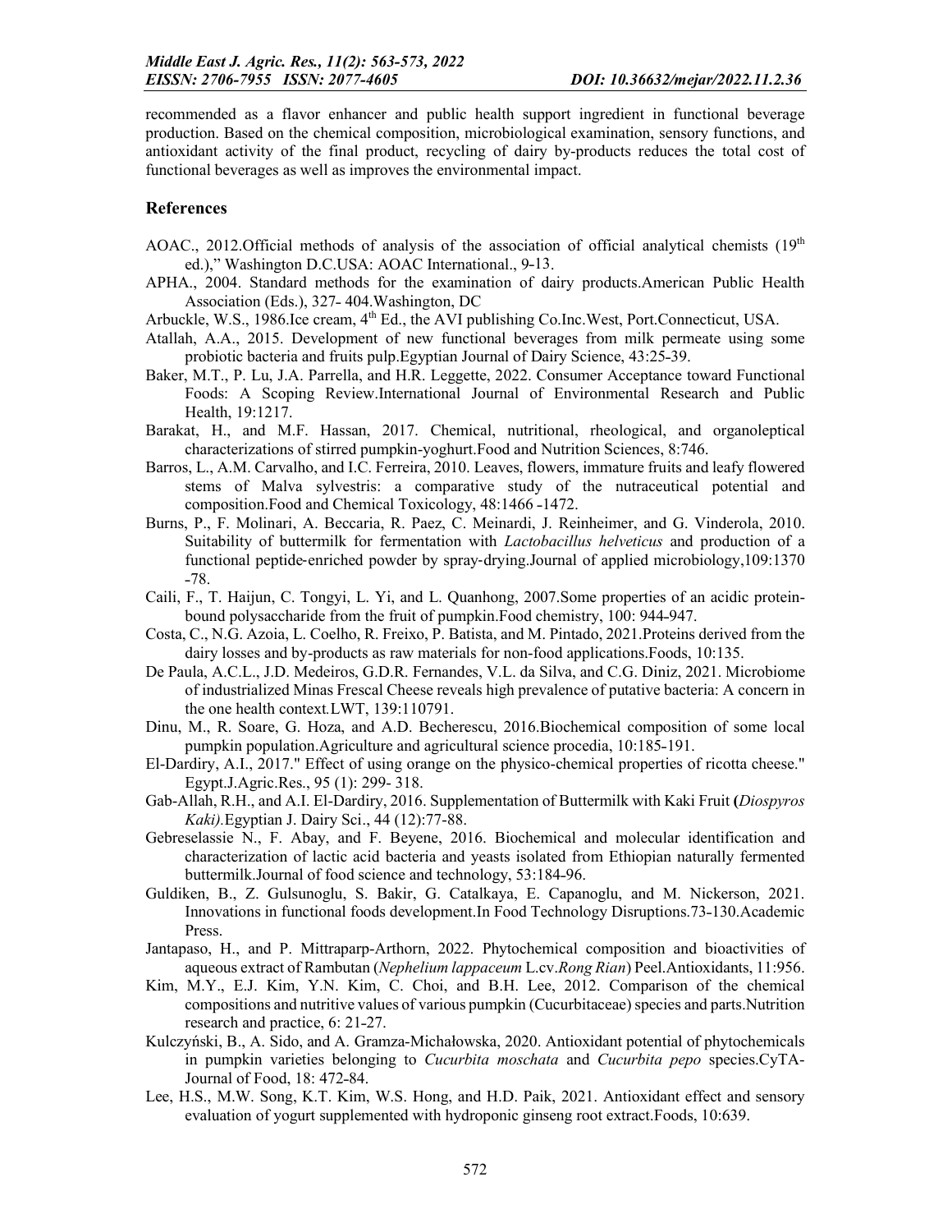recommended as a flavor enhancer and public health support ingredient in functional beverage production. Based on the chemical composition, microbiological examination, sensory functions, and antioxidant activity of the final product, recycling of dairy by-products reduces the total cost of functional beverages as well as improves the environmental impact.

## References

AOAC., 2012.Official methods of analysis of the association of official analytical chemists (19th ed.)," Washington D.C.USA: AOAC International., 9-13.

APHA., 2004. Standard methods for the examination of dairy products.American Public Health Association (Eds.), 327- 404.Washington, DC

Arbuckle, W.S., 1986.Ice cream, 4th Ed., the AVI publishing Co.Inc.West, Port.Connecticut, USA.

Atallah, A.A., 2015. Development of new functional beverages from milk permeate using some probiotic bacteria and fruits pulp.Egyptian Journal of Dairy Science, 43:25-39.

Baker, M.T., P. Lu, J.A. Parrella, and H.R. Leggette, 2022. Consumer Acceptance toward Functional Foods: A Scoping Review.International Journal of Environmental Research and Public Health, 19:1217.

Barakat, H., and M.F. Hassan, 2017. Chemical, nutritional, rheological, and organoleptical characterizations of stirred pumpkin-yoghurt.Food and Nutrition Sciences, 8:746.

Barros, L., A.M. Carvalho, and I.C. Ferreira, 2010. Leaves, flowers, immature fruits and leafy flowered stems of Malva sylvestris: a comparative study of the nutraceutical potential and composition.Food and Chemical Toxicology, 48:1466 -1472.

Burns, P., F. Molinari, A. Beccaria, R. Paez, C. Meinardi, J. Reinheimer, and G. Vinderola, 2010. Suitability of buttermilk for fermentation with *Lactobacillus helveticus* and production of a functional peptide‐enriched powder by spray‐drying.Journal of applied microbiology,109:1370 -78.

Caili, F., T. Haijun, C. Tongyi, L. Yi, and L. Quanhong, 2007.Some properties of an acidic protein-bound polysaccharide from the fruit of pumpkin.Food chemistry, 100: 944-947.

Costa, C., N.G. Azoia, L. Coelho, R. Freixo, P. Batista, and M. Pintado, 2021.Proteins derived from the dairy losses and by-products as raw materials for non-food applications.Foods, 10:135.

De Paula, A.C.L., J.D. Medeiros, G.D.R. Fernandes, V.L. da Silva, and C.G. Diniz, 2021. Microbiome of industrialized Minas Frescal Cheese reveals high prevalence of putative bacteria: A concern in the one health context.LWT, 139:110791.

Dinu, M., R. Soare, G. Hoza, and A.D. Becherescu, 2016.Biochemical composition of some local pumpkin population.Agriculture and agricultural science procedia, 10:185-191.

El-Dardiry, A.I., 2017." Effect of using orange on the physico-chemical properties of ricotta cheese." Egypt.J.Agric.Res., 95 (1): 299- 318.

Gab-Allah, R.H., and A.I. El-Dardiry, 2016. Supplementation of Buttermilk with Kaki Fruit **(***Diospyros Kaki).*Egyptian J. Dairy Sci., 44 (12):77-88.

Gebreselassie N., F. Abay, and F. Beyene, 2016. Biochemical and molecular identification and characterization of lactic acid bacteria and yeasts isolated from Ethiopian naturally fermented buttermilk.Journal of food science and technology, 53:184-96.

Guldiken, B., Z. Gulsunoglu, S. Bakir, G. Catalkaya, E. Capanoglu, and M. Nickerson, 2021. Innovations in functional foods development.In Food Technology Disruptions.73-130.Academic Press.

Jantapaso, H., and P. Mittraparp-Arthorn, 2022. Phytochemical composition and bioactivities of aqueous extract of Rambutan (*Nephelium lappaceum* L.cv.*Rong Rian*) Peel.Antioxidants, 11:956.

Kim, M.Y., E.J. Kim, Y.N. Kim, C. Choi, and B.H. Lee, 2012. Comparison of the chemical compositions and nutritive values of various pumpkin (Cucurbitaceae) species and parts.Nutrition research and practice, 6: 21-27.

Kulczyński, B., A. Sido, and A. Gramza-Michałowska, 2020. Antioxidant potential of phytochemicals in pumpkin varieties belonging to *Cucurbita moschata* and *Cucurbita pepo* species.CyTA-Journal of Food, 18: 472-84.

Lee, H.S., M.W. Song, K.T. Kim, W.S. Hong, and H.D. Paik, 2021. Antioxidant effect and sensory evaluation of yogurt supplemented with hydroponic ginseng root extract.Foods, 10:639.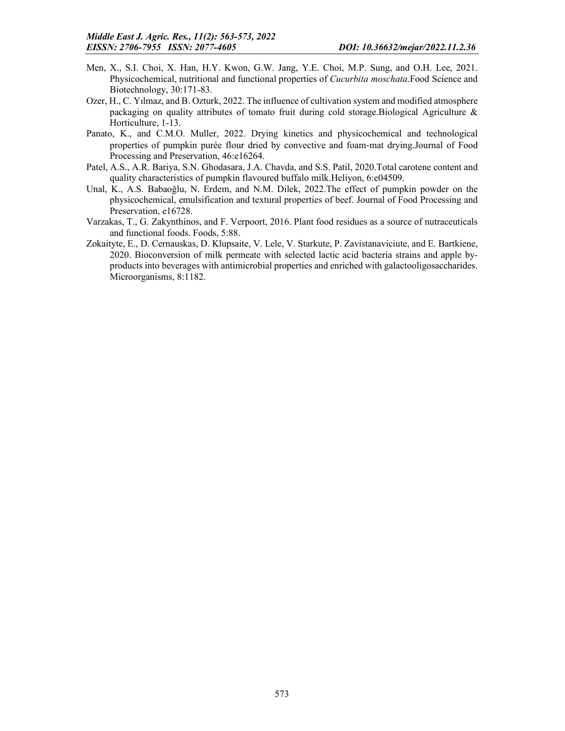Men, X., S.I. Choi, X. Han, H.Y. Kwon, G.W. Jang, Y.E. Choi, M.P. Sung, and O.H. Lee, 2021. Physicochemical, nutritional and functional properties of *Cucurbita moschata*.Food Science and Biotechnology, 30:171-83.

Ozer, H., C. Yılmaz, and B. Ozturk, 2022. The influence of cultivation system and modified atmosphere packaging on quality attributes of tomato fruit during cold storage.Biological Agriculture & Horticulture, 1-13.

Panato, K., and C.M.O. Muller, 2022. Drying kinetics and physicochemical and technological properties of pumpkin purée flour dried by convective and foam-mat drying.Journal of Food Processing and Preservation, 46:e16264.

Patel, A.S., A.R. Bariya, S.N. Ghodasara, J.A. Chavda, and S.S. Patil, 2020.Total carotene content and quality characteristics of pumpkin flavoured buffalo milk.Heliyon, 6:e04509.

Unal, K., A.S. Babaoğlu, N. Erdem, and N.M. Dilek, 2022.The effect of pumpkin powder on the physicochemical, emulsification and textural properties of beef. Journal of Food Processing and Preservation, e16728.

Varzakas, T., G. Zakynthinos, and F. Verpoort, 2016. Plant food residues as a source of nutraceuticals and functional foods. Foods, 5:88.

Zokaityte, E., D. Cernauskas, D. Klupsaite, V. Lele, V. Starkute, P. Zavistanaviciute, and E. Bartkiene, 2020. Bioconversion of milk permeate with selected lactic acid bacteria strains and apple by-products into beverages with antimicrobial properties and enriched with galactooligosaccharides. Microorganisms, 8:1182.